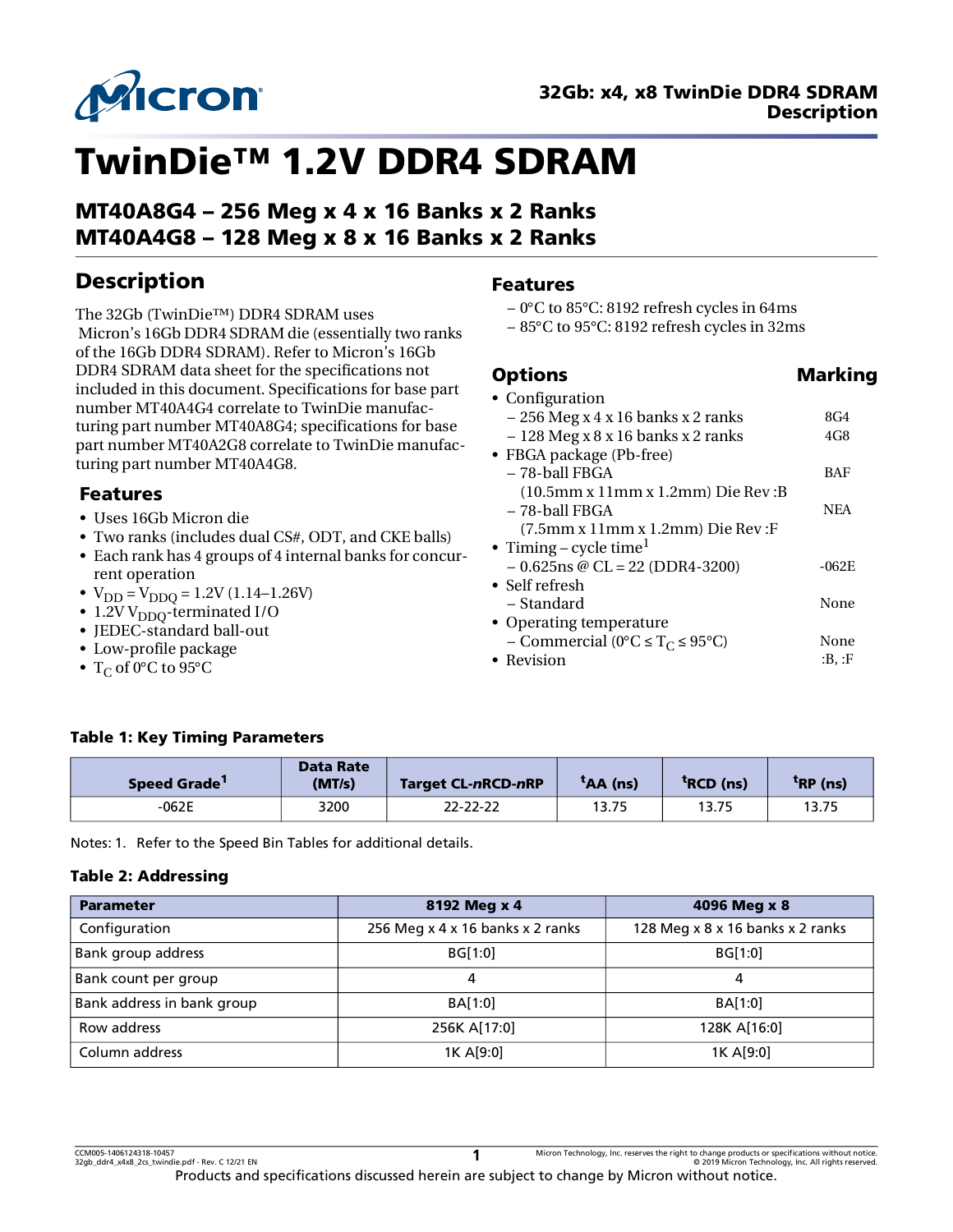# TwinDie™ 1.2V DDR4 SDRAM

## MT40A8G4 – 256 Meg x 4 x 16 Banks x 2 Ranks
## MT40A4G8 – 128 Meg x 8 x 16 Banks x 2 Ranks

## Description

The 32Gb (TwinDie™) DDR4 SDRAM uses Micron's 16Gb DDR4 SDRAM die (essentially two ranks of the 16Gb DDR4 SDRAM). Refer to Micron's 16Gb DDR4 SDRAM data sheet for the specifications not included in this document. Specifications for base part number MT40A4G4 correlate to TwinDie manufacturing part number MT40A8G4; specifications for base part number MT40A2G8 correlate to TwinDie manufacturing part number MT40A4G8.

### Features

- Uses 16Gb Micron die
- Two ranks (includes dual CS#, ODT, and CKE balls)
- Each rank has 4 groups of 4 internal banks for concurrent operation
- $V_{DD} = V_{DDQ}$ = 1.2V (1.14–1.26V)
- 1.2V $V_{DDQ}$-terminated I/O
- JEDEC-standard ball-out
- Low-profile package
- $T_C$ of 0°C to 95°C
  - 0°C to 85°C: 8192 refresh cycles in 64ms
  - 85°C to 95°C: 8192 refresh cycles in 32ms

## Options

| Options | Marking |
|---|---|
| • Configuration | |
| – 256 Meg x 4 x 16 banks x 2 ranks | 8G4 |
| – 128 Meg x 8 x 16 banks x 2 ranks | 4G8 |
| • FBGA package (Pb-free) | |
| – 78-ball FBGA (10.5mm x 11mm x 1.2mm) Die Rev :B | BAF |
| – 78-ball FBGA (7.5mm x 11mm x 1.2mm) Die Rev :F | NEA |
| • Timing – cycle time[1] | |
| – 0.625ns @ CL = 22 (DDR4-3200) | -062E |
| • Self refresh | |
| – Standard | None |
| • Operating temperature | |
| – Commercial (0°C ≤ $T_C$ ≤ 95°C) | None |
| • Revision | :B, :F |

**Table 1: Key Timing Parameters**

| Speed Grade[1] | Data Rate (MT/s) | Target CL-nRCD-nRP | $^tAA$ (ns) | $^tRCD$ (ns) | $^tRP$ (ns) |
|---|---|---|---|---|---|
| -062E | 3200 | 22-22-22 | 13.75 | 13.75 | 13.75 |

Notes: 1. Refer to the Speed Bin Tables for additional details.

**Table 2: Addressing**

| Parameter | 8192 Meg x 4 | 4096 Meg x 8 |
|---|---|---|
| Configuration | 256 Meg x 4 x 16 banks x 2 ranks | 128 Meg x 8 x 16 banks x 2 ranks |
| Bank group address | BG[1:0] | BG[1:0] |
| Bank count per group | 4 | 4 |
| Bank address in bank group | BA[1:0] | BA[1:0] |
| Row address | 256K A[17:0] | 128K A[16:0] |
| Column address | 1K A[9:0] | 1K A[9:0] |

Products and specifications discussed herein are subject to change by Micron without notice.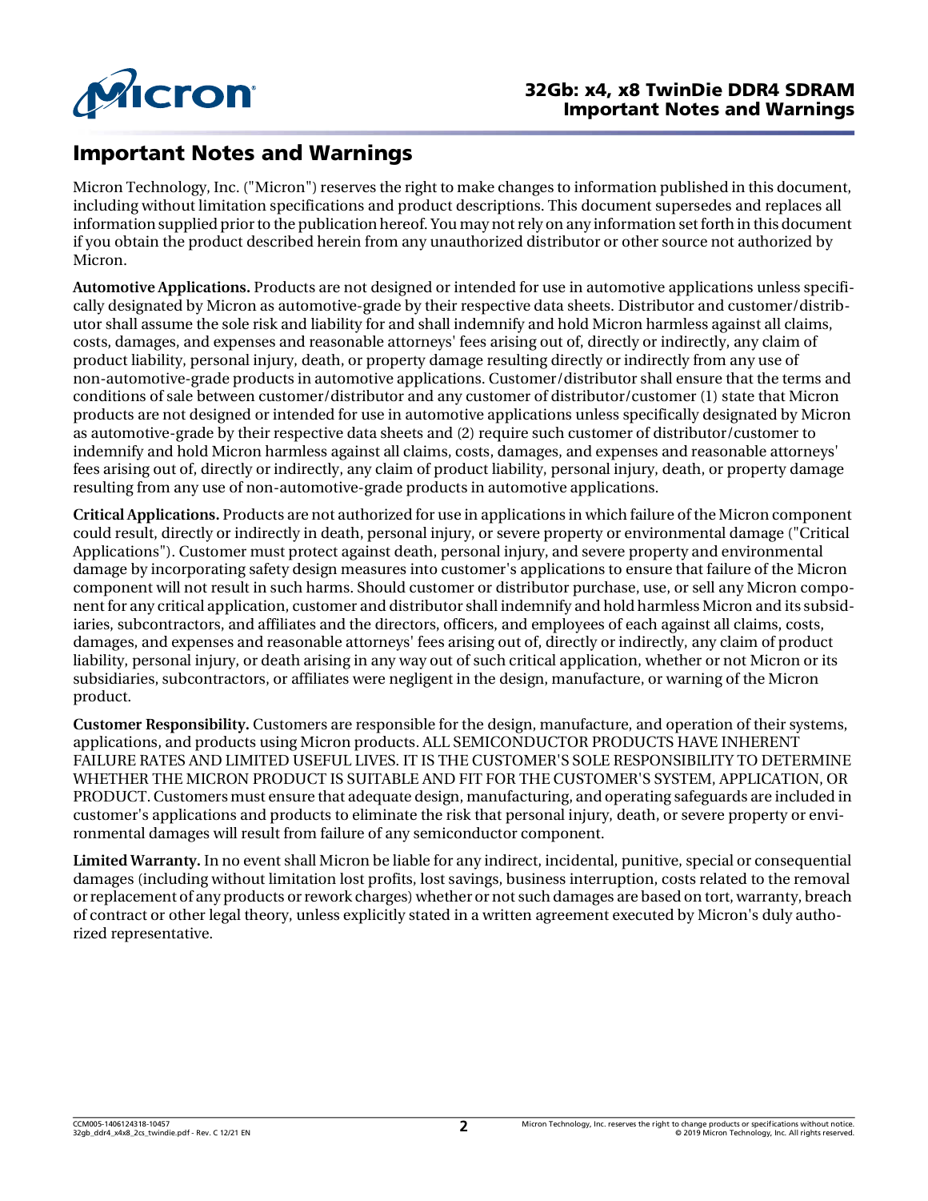# Important Notes and Warnings

Micron Technology, Inc. ("Micron") reserves the right to make changes to information published in this document, including without limitation specifications and product descriptions. This document supersedes and replaces all information supplied prior to the publication hereof. You may not rely on any information set forth in this document if you obtain the product described herein from any unauthorized distributor or other source not authorized by Micron.

**Automotive Applications.** Products are not designed or intended for use in automotive applications unless specifically designated by Micron as automotive-grade by their respective data sheets. Distributor and customer/distributor shall assume the sole risk and liability for and shall indemnify and hold Micron harmless against all claims, costs, damages, and expenses and reasonable attorneys' fees arising out of, directly or indirectly, any claim of product liability, personal injury, death, or property damage resulting directly or indirectly from any use of non-automotive-grade products in automotive applications. Customer/distributor shall ensure that the terms and conditions of sale between customer/distributor and any customer of distributor/customer (1) state that Micron products are not designed or intended for use in automotive applications unless specifically designated by Micron as automotive-grade by their respective data sheets and (2) require such customer of distributor/customer to indemnify and hold Micron harmless against all claims, costs, damages, and expenses and reasonable attorneys' fees arising out of, directly or indirectly, any claim of product liability, personal injury, death, or property damage resulting from any use of non-automotive-grade products in automotive applications.

**Critical Applications.** Products are not authorized for use in applications in which failure of the Micron component could result, directly or indirectly in death, personal injury, or severe property or environmental damage ("Critical Applications"). Customer must protect against death, personal injury, and severe property and environmental damage by incorporating safety design measures into customer's applications to ensure that failure of the Micron component will not result in such harms. Should customer or distributor purchase, use, or sell any Micron component for any critical application, customer and distributor shall indemnify and hold harmless Micron and its subsidiaries, subcontractors, and affiliates and the directors, officers, and employees of each against all claims, costs, damages, and expenses and reasonable attorneys' fees arising out of, directly or indirectly, any claim of product liability, personal injury, or death arising in any way out of such critical application, whether or not Micron or its subsidiaries, subcontractors, or affiliates were negligent in the design, manufacture, or warning of the Micron product.

**Customer Responsibility.** Customers are responsible for the design, manufacture, and operation of their systems, applications, and products using Micron products. ALL SEMICONDUCTOR PRODUCTS HAVE INHERENT FAILURE RATES AND LIMITED USEFUL LIVES. IT IS THE CUSTOMER'S SOLE RESPONSIBILITY TO DETERMINE WHETHER THE MICRON PRODUCT IS SUITABLE AND FIT FOR THE CUSTOMER'S SYSTEM, APPLICATION, OR PRODUCT. Customers must ensure that adequate design, manufacturing, and operating safeguards are included in customer's applications and products to eliminate the risk that personal injury, death, or severe property or environmental damages will result from failure of any semiconductor component.

**Limited Warranty.** In no event shall Micron be liable for any indirect, incidental, punitive, special or consequential damages (including without limitation lost profits, lost savings, business interruption, costs related to the removal or replacement of any products or rework charges) whether or not such damages are based on tort, warranty, breach of contract or other legal theory, unless explicitly stated in a written agreement executed by Micron's duly authorized representative.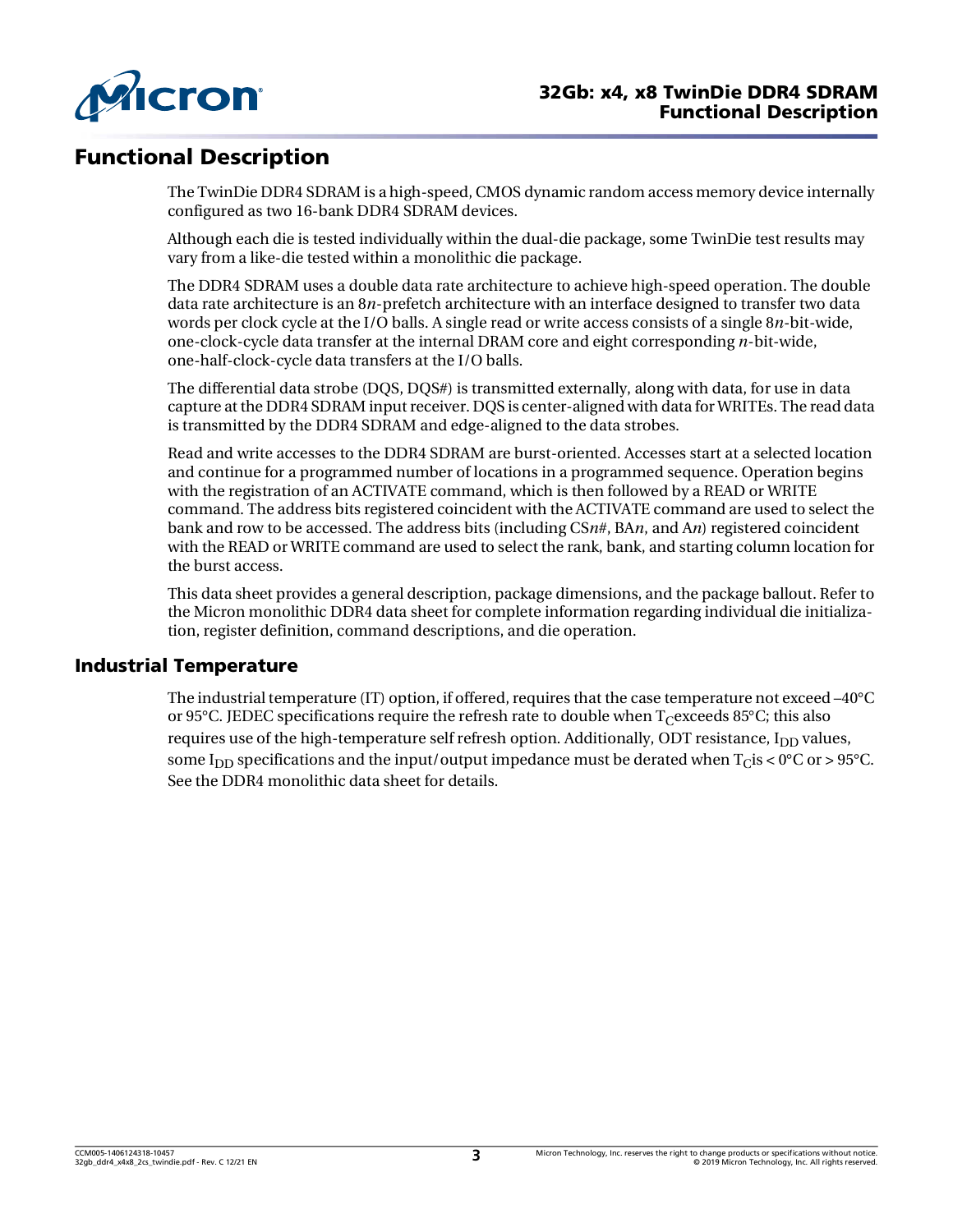# Functional Description

The TwinDie DDR4 SDRAM is a high-speed, CMOS dynamic random access memory device internally configured as two 16-bank DDR4 SDRAM devices.

Although each die is tested individually within the dual-die package, some TwinDie test results may vary from a like-die tested within a monolithic die package.

The DDR4 SDRAM uses a double data rate architecture to achieve high-speed operation. The double data rate architecture is an 8*n*-prefetch architecture with an interface designed to transfer two data words per clock cycle at the I/O balls. A single read or write access consists of a single 8*n*-bit-wide, one-clock-cycle data transfer at the internal DRAM core and eight corresponding *n*-bit-wide, one-half-clock-cycle data transfers at the I/O balls.

The differential data strobe (DQS, DQS#) is transmitted externally, along with data, for use in data capture at the DDR4 SDRAM input receiver. DQS is center-aligned with data for WRITEs. The read data is transmitted by the DDR4 SDRAM and edge-aligned to the data strobes.

Read and write accesses to the DDR4 SDRAM are burst-oriented. Accesses start at a selected location and continue for a programmed number of locations in a programmed sequence. Operation begins with the registration of an ACTIVATE command, which is then followed by a READ or WRITE command. The address bits registered coincident with the ACTIVATE command are used to select the bank and row to be accessed. The address bits (including CS*n*#, BA*n*, and A*n*) registered coincident with the READ or WRITE command are used to select the rank, bank, and starting column location for the burst access.

This data sheet provides a general description, package dimensions, and the package ballout. Refer to the Micron monolithic DDR4 data sheet for complete information regarding individual die initialization, register definition, command descriptions, and die operation.

## Industrial Temperature

The industrial temperature (IT) option, if offered, requires that the case temperature not exceed –40°C or 95°C. JEDEC specifications require the refresh rate to double when $T_C$ exceeds 85°C; this also requires use of the high-temperature self refresh option. Additionally, ODT resistance, $I_{DD}$ values, some $I_{DD}$ specifications and the input/output impedance must be derated when $T_C$ is < 0°C or > 95°C. See the DDR4 monolithic data sheet for details.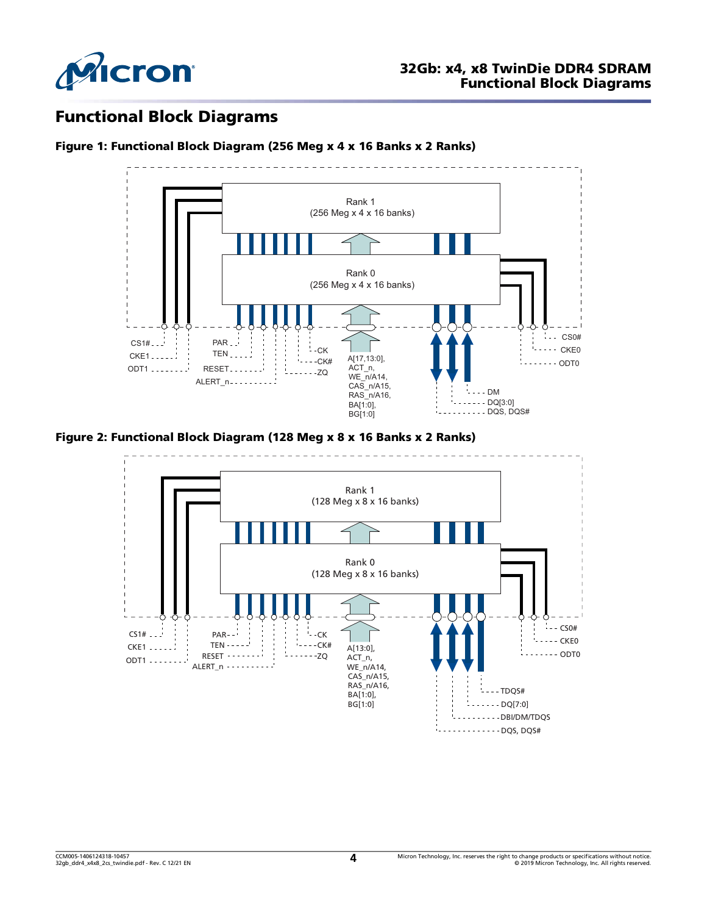# Functional Block Diagrams

**Figure 1: Functional Block Diagram (256 Meg x 4 x 16 Banks x 2 Ranks)**

Rank 1
(256 Meg x 4 x 16 banks)

Rank 0
(256 Meg x 4 x 16 banks)

CS1#
CKE1
ODT1
PAR
TEN
RESET
ALERT_n
CK
CK#
ZQ
A[17,13:0],
ACT_n,
WE_n/A14,
CAS_n/A15,
RAS_n/A16,
BA[1:0],
BG[1:0]
DM
DQ[3:0]
DQS, DQS#
CS0#
CKE0
ODT0

**Figure 2: Functional Block Diagram (128 Meg x 8 x 16 Banks x 2 Ranks)**

Rank 1
(128 Meg x 8 x 16 banks)

Rank 0
(128 Meg x 8 x 16 banks)

CS1#
CKE1
ODT1
PAR
TEN
RESET
ALERT_n
CK
CK#
ZQ
A[13:0],
ACT_n,
WE_n/A14,
CAS_n/A15,
RAS_n/A16,
BA[1:0],
BG[1:0]
TDQS#
DQ[7:0]
DBI/DM/TDQS
DQS, DQS#
CS0#
CKE0
ODT0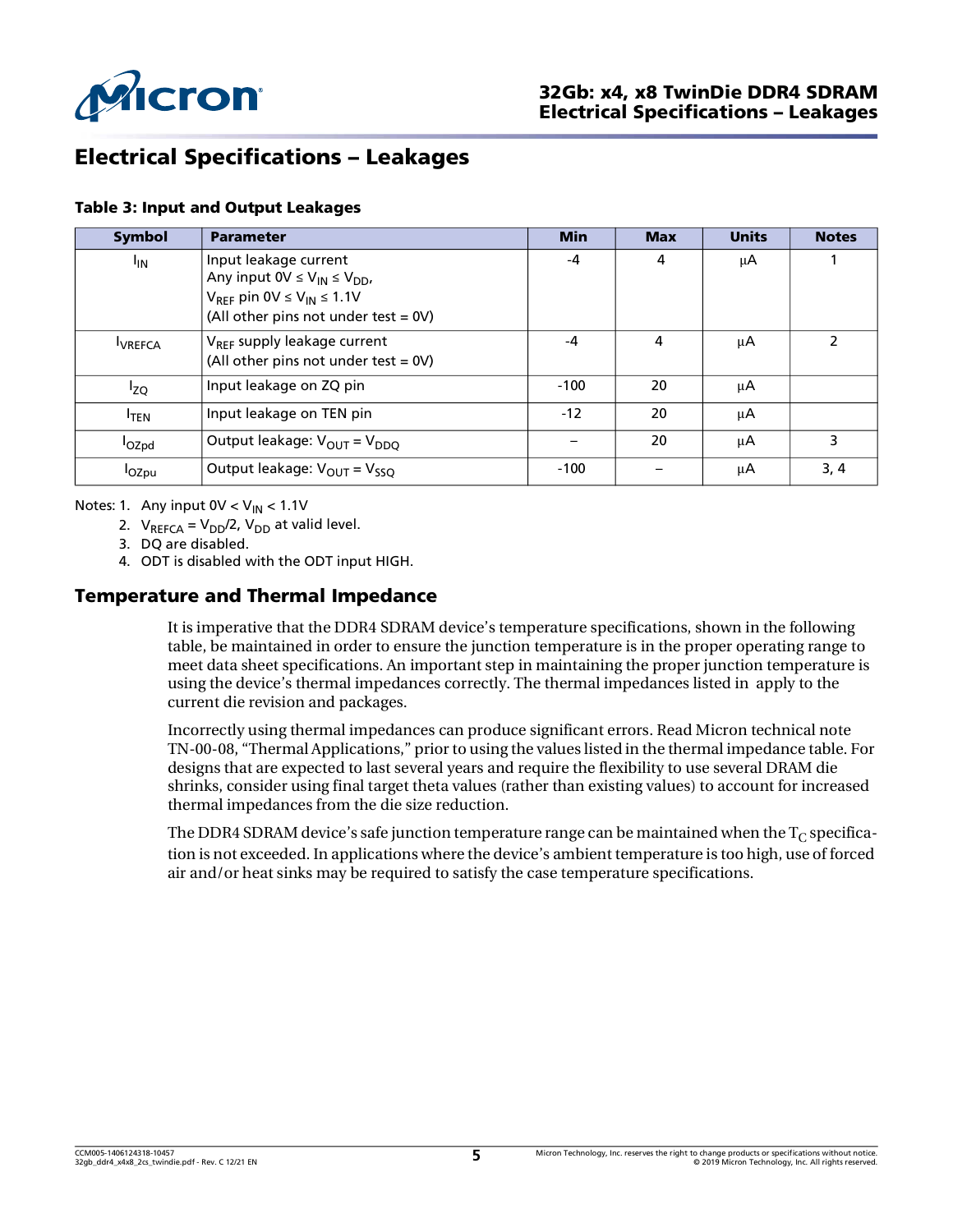# Electrical Specifications – Leakages

**Table 3: Input and Output Leakages**

| Symbol | Parameter | Min | Max | Units | Notes |
|---|---|---|---|---|---|
| $I_{IN}$ | Input leakage current<br>Any input $0V \leq V_{IN} \leq V_{DD}$,<br>$V_{REF}$ pin $0V \leq V_{IN} \leq 1.1V$<br>(All other pins not under test = 0V) | -4 | 4 | µA | 1 |
| $I_{VREFCA}$ | $V_{REF}$ supply leakage current<br>(All other pins not under test = 0V) | -4 | 4 | µA | 2 |
| $I_{ZQ}$ | Input leakage on ZQ pin | -100 | 20 | µA | |
| $I_{TEN}$ | Input leakage on TEN pin | -12 | 20 | µA | |
| $I_{OZpd}$ | Output leakage: $V_{OUT} = V_{DDQ}$ | – | 20 | µA | 3 |
| $I_{OZpu}$ | Output leakage: $V_{OUT} = V_{SSQ}$ | -100 | – | µA | 3, 4 |

Notes:
1. Any input $0V < V_{IN} < 1.1V$
2. $V_{REFCA} = V_{DD}/2$, $V_{DD}$ at valid level.
3. DQ are disabled.
4. ODT is disabled with the ODT input HIGH.

## Temperature and Thermal Impedance

It is imperative that the DDR4 SDRAM device's temperature specifications, shown in the following table, be maintained in order to ensure the junction temperature is in the proper operating range to meet data sheet specifications. An important step in maintaining the proper junction temperature is using the device's thermal impedances correctly. The thermal impedances listed in  apply to the current die revision and packages.

Incorrectly using thermal impedances can produce significant errors. Read Micron technical note TN-00-08, "Thermal Applications," prior to using the values listed in the thermal impedance table. For designs that are expected to last several years and require the flexibility to use several DRAM die shrinks, consider using final target theta values (rather than existing values) to account for increased thermal impedances from the die size reduction.

The DDR4 SDRAM device's safe junction temperature range can be maintained when the $T_C$ specification is not exceeded. In applications where the device's ambient temperature is too high, use of forced air and/or heat sinks may be required to satisfy the case temperature specifications.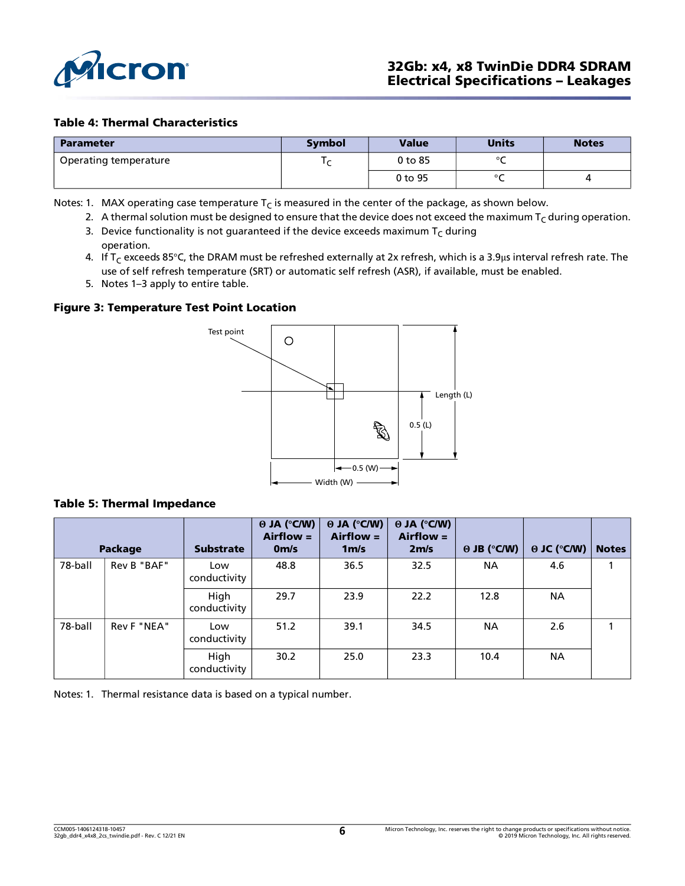### Table 4: Thermal Characteristics

| Parameter | Symbol | Value | Units | Notes |
|---|---|---|---|---|
| Operating temperature | $T_C$ | 0 to 85 | °C | |
| | | 0 to 95 | °C | 4 |

Notes:
1. MAX operating case temperature $T_C$ is measured in the center of the package, as shown below.
2. A thermal solution must be designed to ensure that the device does not exceed the maximum $T_C$ during operation.
3. Device functionality is not guaranteed if the device exceeds maximum $T_C$ during operation.
4. If $T_C$ exceeds 85°C, the DRAM must be refreshed externally at 2x refresh, which is a 3.9µs interval refresh rate. The use of self refresh temperature (SRT) or automatic self refresh (ASR), if available, must be enabled.
5. Notes 1–3 apply to entire table.

### Figure 3: Temperature Test Point Location

Test point

Length (L)

0.5 (L)

0.5 (W)

Width (W)

### Table 5: Thermal Impedance

| Package | | Substrate | Θ JA (°C/W) Airflow = 0m/s | Θ JA (°C/W) Airflow = 1m/s | Θ JA (°C/W) Airflow = 2m/s | Θ JB (°C/W) | Θ JC (°C/W) | Notes |
|---|---|---|---|---|---|---|---|---|
| 78-ball | Rev B "BAF" | Low conductivity | 48.8 | 36.5 | 32.5 | NA | 4.6 | 1 |
| | | High conductivity | 29.7 | 23.9 | 22.2 | 12.8 | NA | |
| 78-ball | Rev F "NEA" | Low conductivity | 51.2 | 39.1 | 34.5 | NA | 2.6 | 1 |
| | | High conductivity | 30.2 | 25.0 | 23.3 | 10.4 | NA | |

Notes: 1. Thermal resistance data is based on a typical number.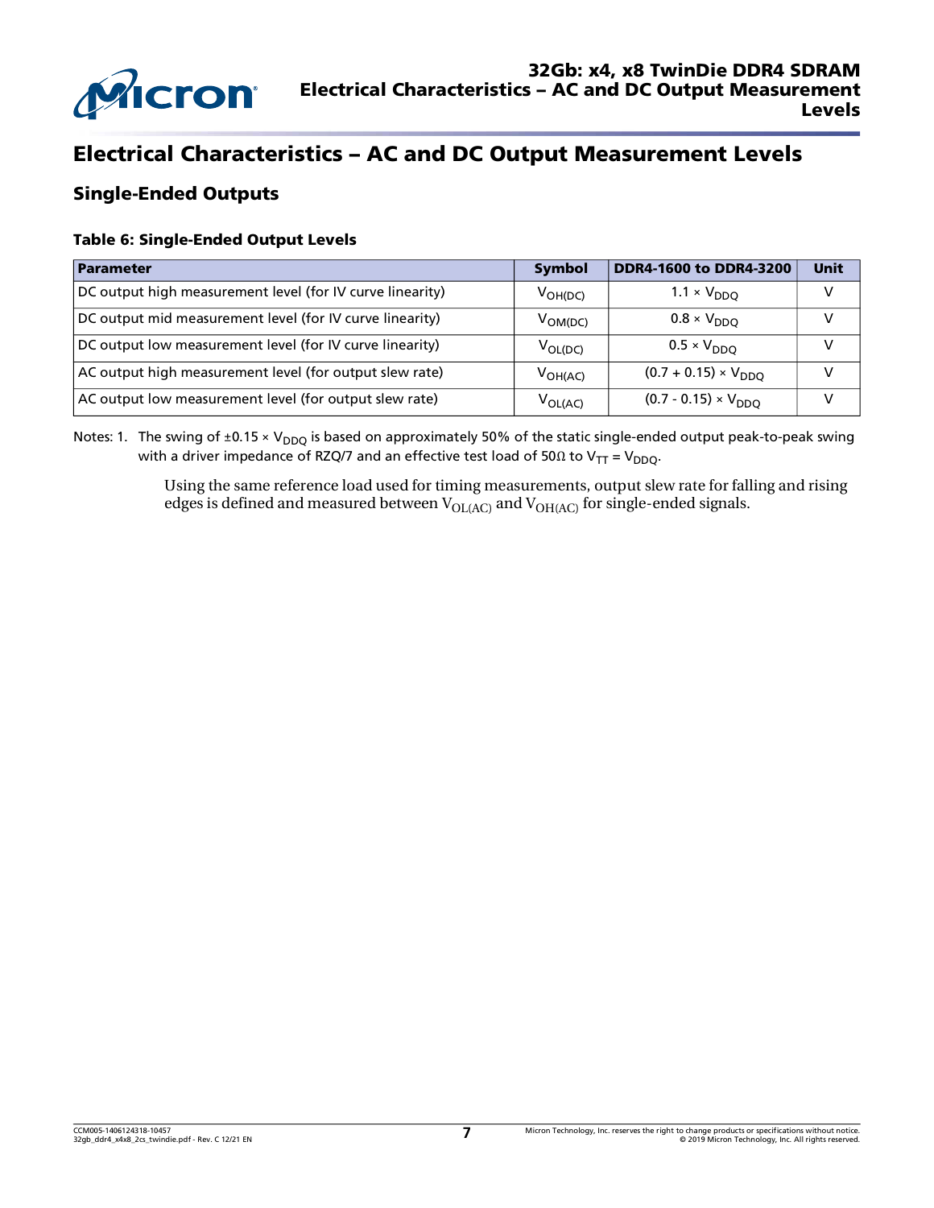# Electrical Characteristics – AC and DC Output Measurement Levels

## Single-Ended Outputs

**Table 6: Single-Ended Output Levels**

| Parameter | Symbol | DDR4-1600 to DDR4-3200 | Unit |
|---|---|---|---|
| DC output high measurement level (for IV curve linearity) | $V_{OH(DC)}$ | $1.1 \times V_{DDQ}$ | V |
| DC output mid measurement level (for IV curve linearity) | $V_{OM(DC)}$ | $0.8 \times V_{DDQ}$ | V |
| DC output low measurement level (for IV curve linearity) | $V_{OL(DC)}$ | $0.5 \times V_{DDQ}$ | V |
| AC output high measurement level (for output slew rate) | $V_{OH(AC)}$ | $(0.7 + 0.15) \times V_{DDQ}$ | V |
| AC output low measurement level (for output slew rate) | $V_{OL(AC)}$ | $(0.7 - 0.15) \times V_{DDQ}$ | V |

Notes: 1. The swing of $\pm 0.15 \times V_{DDQ}$ is based on approximately 50% of the static single-ended output peak-to-peak swing with a driver impedance of RZQ/7 and an effective test load of 50Ω to $V_{TT} = V_{DDQ}$.

Using the same reference load used for timing measurements, output slew rate for falling and rising edges is defined and measured between $V_{OL(AC)}$ and $V_{OH(AC)}$ for single-ended signals.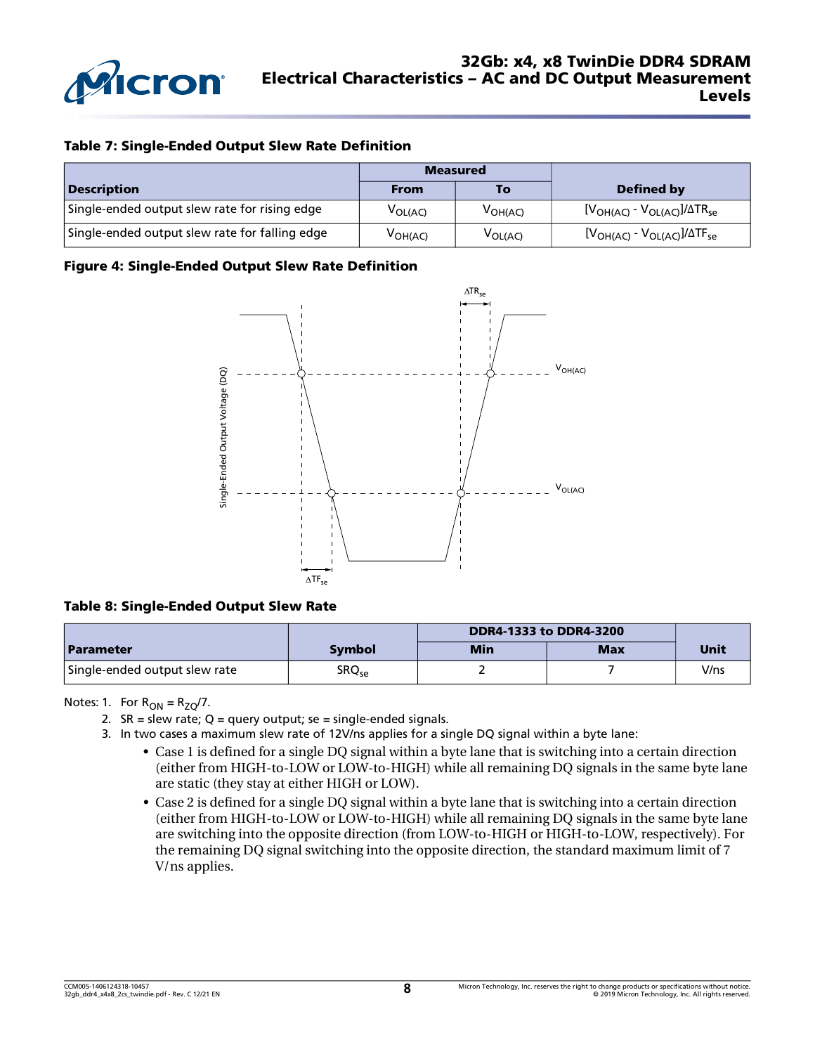**Table 7: Single-Ended Output Slew Rate Definition**

| Description | Measured | | Defined by |
|---|---|---|---|
| | From | To | |
| Single-ended output slew rate for rising edge | $V_{OL(AC)}$ | $V_{OH(AC)}$ | $[V_{OH(AC)} - V_{OL(AC)}]/\Delta TR_{se}$ |
| Single-ended output slew rate for falling edge | $V_{OH(AC)}$ | $V_{OL(AC)}$ | $[V_{OH(AC)} - V_{OL(AC)}]/\Delta TF_{se}$ |

**Figure 4: Single-Ended Output Slew Rate Definition**

**Table 8: Single-Ended Output Slew Rate**

| Parameter | Symbol | DDR4-1333 to DDR4-3200 | | Unit |
|---|---|---|---|---|
| | | Min | Max | |
| Single-ended output slew rate | $SRQ_{se}$ | 2 | 7 | V/ns |

Notes: 1. For $R_{ON} = R_{ZQ}/7$.

2. SR = slew rate; Q = query output; se = single-ended signals.
3. In two cases a maximum slew rate of 12V/ns applies for a single DQ signal within a byte lane:
   - Case 1 is defined for a single DQ signal within a byte lane that is switching into a certain direction (either from HIGH-to-LOW or LOW-to-HIGH) while all remaining DQ signals in the same byte lane are static (they stay at either HIGH or LOW).
   - Case 2 is defined for a single DQ signal within a byte lane that is switching into a certain direction (either from HIGH-to-LOW or LOW-to-HIGH) while all remaining DQ signals in the same byte lane are switching into the opposite direction (from LOW-to-HIGH or HIGH-to-LOW, respectively). For the remaining DQ signal switching into the opposite direction, the standard maximum limit of 7 V/ns applies.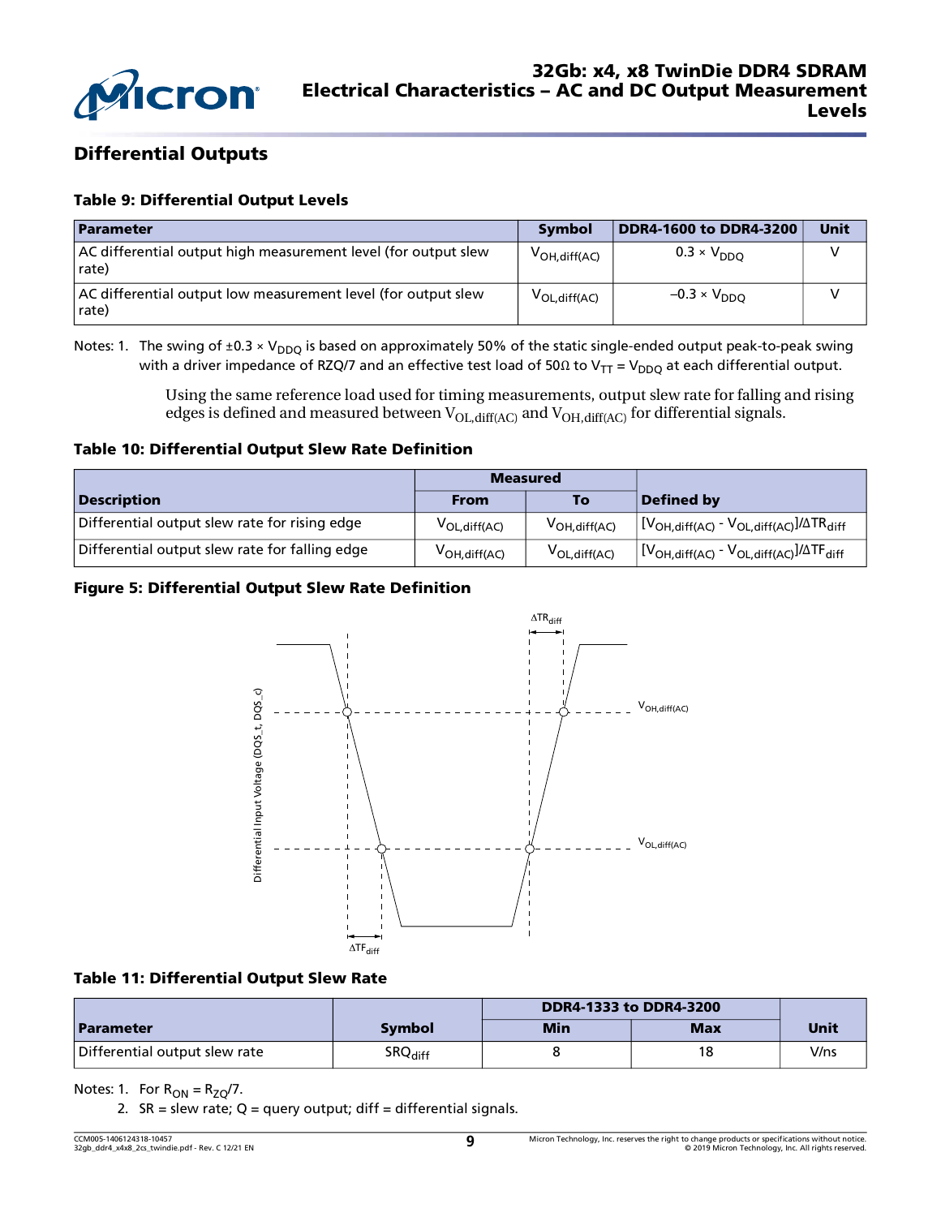## Differential Outputs

**Table 9: Differential Output Levels**

| Parameter | Symbol | DDR4-1600 to DDR4-3200 | Unit |
|---|---|---|---|
| AC differential output high measurement level (for output slew rate) | $V_{OH,diff(AC)}$ | $0.3 \times V_{DDQ}$ | V |
| AC differential output low measurement level (for output slew rate) | $V_{OL,diff(AC)}$ | $-0.3 \times V_{DDQ}$ | V |

Notes: 1. The swing of $\pm 0.3 \times V_{DDQ}$ is based on approximately 50% of the static single-ended output peak-to-peak swing with a driver impedance of RZQ/7 and an effective test load of 50Ω to $V_{TT} = V_{DDQ}$ at each differential output.

Using the same reference load used for timing measurements, output slew rate for falling and rising edges is defined and measured between $V_{OL,diff(AC)}$ and $V_{OH,diff(AC)}$ for differential signals.

**Table 10: Differential Output Slew Rate Definition**

| Description | Measured | | Defined by |
|---|---|---|---|
| | From | To | |
| Differential output slew rate for rising edge | $V_{OL,diff(AC)}$ | $V_{OH,diff(AC)}$ | $[V_{OH,diff(AC)} - V_{OL,diff(AC)}]/\Delta TR_{diff}$ |
| Differential output slew rate for falling edge | $V_{OH,diff(AC)}$ | $V_{OL,diff(AC)}$ | $[V_{OH,diff(AC)} - V_{OL,diff(AC)}]/\Delta TF_{diff}$ |

**Figure 5: Differential Output Slew Rate Definition**

**Table 11: Differential Output Slew Rate**

| Parameter | Symbol | DDR4-1333 to DDR4-3200 | | Unit |
|---|---|---|---|---|
| | | Min | Max | |
| Differential output slew rate | $SRQ_{diff}$ | 8 | 18 | V/ns |

Notes: 1. For $R_{ON} = R_{ZQ}/7$.

2. SR = slew rate; Q = query output; diff = differential signals.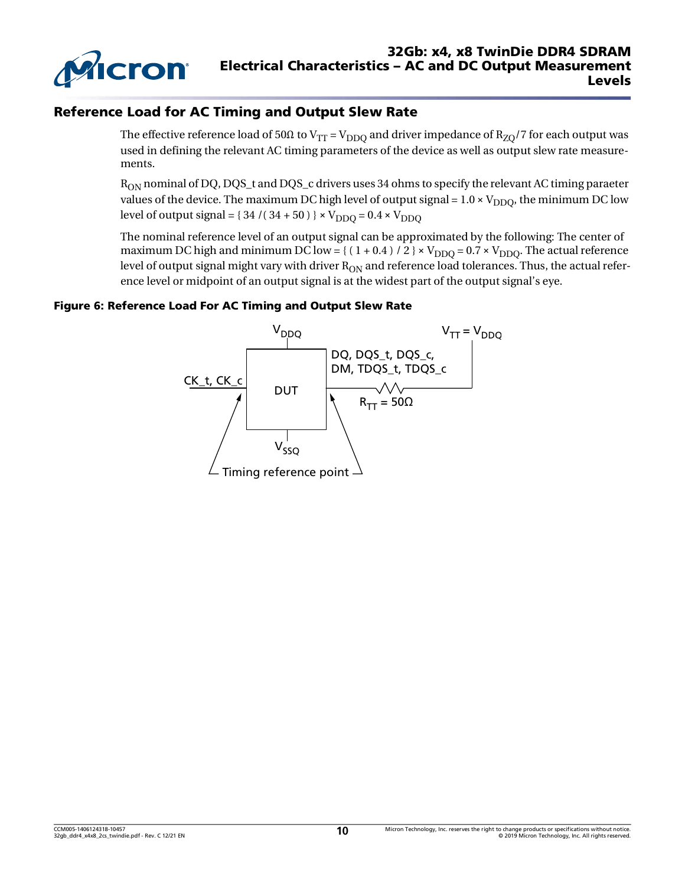## Reference Load for AC Timing and Output Slew Rate

The effective reference load of 50Ω to $V_{TT} = V_{DDQ}$ and driver impedance of $R_{ZQ}/7$ for each output was used in defining the relevant AC timing parameters of the device as well as output slew rate measurements.

$R_{ON}$ nominal of DQ, DQS_t and DQS_c drivers uses 34 ohms to specify the relevant AC timing paraeter values of the device. The maximum DC high level of output signal = $1.0 \times V_{DDQ}$, the minimum DC low level of output signal = $\{ 34 / ( 34 + 50 ) \} \times V_{DDQ} = 0.4 \times V_{DDQ}$

The nominal reference level of an output signal can be approximated by the following: The center of maximum DC high and minimum DC low = $\{ ( 1 + 0.4 ) / 2 \} \times V_{DDQ} = 0.7 \times V_{DDQ}$. The actual reference level of output signal might vary with driver $R_{ON}$ and reference load tolerances. Thus, the actual reference level or midpoint of an output signal is at the widest part of the output signal's eye.

**Figure 6: Reference Load For AC Timing and Output Slew Rate**

$V_{DDQ}$ | $V_{TT} = V_{DDQ}$ | DQ, DQS_t, DQS_c, DM, TDQS_t, TDQS_c | CK_t, CK_c | DUT | $R_{TT} = 50\Omega$ | $V_{SSQ}$ | Timing reference point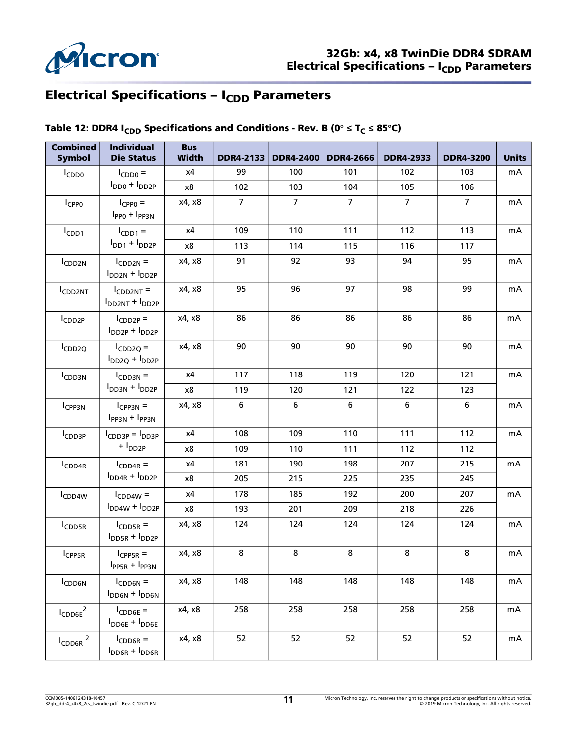## Electrical Specifications – $I_{CDD}$ Parameters

**Table 12: DDR4 $I_{CDD}$ Specifications and Conditions - Rev. B (0° ≤ $T_C$ ≤ 85°C)**

| Combined Symbol | Individual Die Status | Bus Width | DDR4-2133 | DDR4-2400 | DDR4-2666 | DDR4-2933 | DDR4-3200 | Units |
|---|---|---|---|---|---|---|---|---|
| $I_{CDD0}$ | $I_{CDD0}$ = $I_{DD0}$ + $I_{DD2P}$ | x4 | 99 | 100 | 101 | 102 | 103 | mA |
| | | x8 | 102 | 103 | 104 | 105 | 106 | |
| $I_{CPP0}$ | $I_{CPP0}$ = $I_{PP0}$ + $I_{PP3N}$ | x4, x8 | 7 | 7 | 7 | 7 | 7 | mA |
| $I_{CDD1}$ | $I_{CDD1}$ = $I_{DD1}$ + $I_{DD2P}$ | x4 | 109 | 110 | 111 | 112 | 113 | mA |
| | | x8 | 113 | 114 | 115 | 116 | 117 | |
| $I_{CDD2N}$ | $I_{CDD2N}$ = $I_{DD2N}$ + $I_{DD2P}$ | x4, x8 | 91 | 92 | 93 | 94 | 95 | mA |
| $I_{CDD2NT}$ | $I_{CDD2NT}$ = $I_{DD2NT}$ + $I_{DD2P}$ | x4, x8 | 95 | 96 | 97 | 98 | 99 | mA |
| $I_{CDD2P}$ | $I_{CDD2P}$ = $I_{DD2P}$ + $I_{DD2P}$ | x4, x8 | 86 | 86 | 86 | 86 | 86 | mA |
| $I_{CDD2Q}$ | $I_{CDD2Q}$ = $I_{DD2Q}$ + $I_{DD2P}$ | x4, x8 | 90 | 90 | 90 | 90 | 90 | mA |
| $I_{CDD3N}$ | $I_{CDD3N}$ = $I_{DD3N}$ + $I_{DD2P}$ | x4 | 117 | 118 | 119 | 120 | 121 | mA |
| | | x8 | 119 | 120 | 121 | 122 | 123 | |
| $I_{CPP3N}$ | $I_{CPP3N}$ = $I_{PP3N}$ + $I_{PP3N}$ | x4, x8 | 6 | 6 | 6 | 6 | 6 | mA |
| $I_{CDD3P}$ | $I_{CDD3P}$ = $I_{DD3P}$ + $I_{DD2P}$ | x4 | 108 | 109 | 110 | 111 | 112 | mA |
| | | x8 | 109 | 110 | 111 | 112 | 112 | |
| $I_{CDD4R}$ | $I_{CDD4R}$ = $I_{DD4R}$ + $I_{DD2P}$ | x4 | 181 | 190 | 198 | 207 | 215 | mA |
| | | x8 | 205 | 215 | 225 | 235 | 245 | |
| $I_{CDD4W}$ | $I_{CDD4W}$ = $I_{DD4W}$ + $I_{DD2P}$ | x4 | 178 | 185 | 192 | 200 | 207 | mA |
| | | x8 | 193 | 201 | 209 | 218 | 226 | |
| $I_{CDD5R}$ | $I_{CDD5R}$ = $I_{DD5R}$ + $I_{DD2P}$ | x4, x8 | 124 | 124 | 124 | 124 | 124 | mA |
| $I_{CPP5R}$ | $I_{CPP5R}$ = $I_{PP5R}$ + $I_{PP3N}$ | x4, x8 | 8 | 8 | 8 | 8 | 8 | mA |
| $I_{CDD6N}$ | $I_{CDD6N}$ = $I_{DD6N}$ + $I_{DD6N}$ | x4, x8 | 148 | 148 | 148 | 148 | 148 | mA |
| $I_{CDD6E}$[2] | $I_{CDD6E}$ = $I_{DD6E}$ + $I_{DD6E}$ | x4, x8 | 258 | 258 | 258 | 258 | 258 | mA |
| $I_{CDD6R}$[2] | $I_{CDD6R}$ = $I_{DD6R}$ + $I_{DD6R}$ | x4, x8 | 52 | 52 | 52 | 52 | 52 | mA |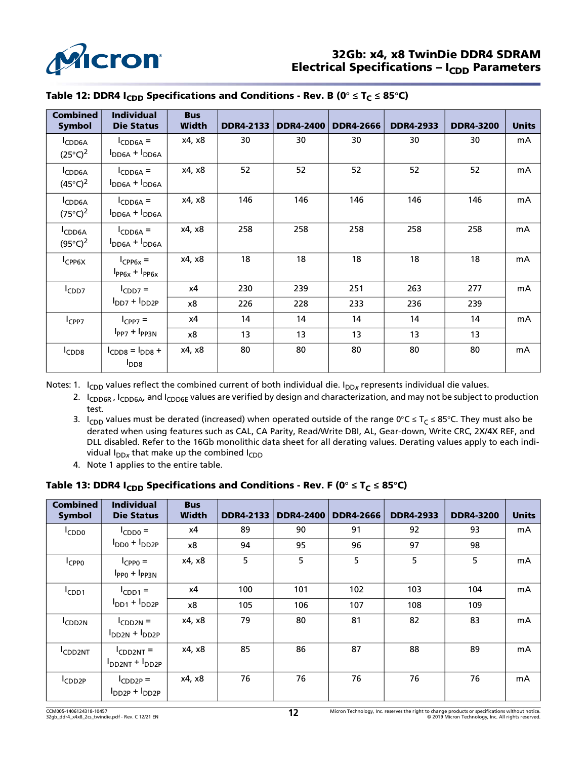### Table 12: DDR4 $I_{CDD}$ Specifications and Conditions - Rev. B (0° ≤ $T_C$ ≤ 85°C)

| Combined Symbol | Individual Die Status | Bus Width | DDR4-2133 | DDR4-2400 | DDR4-2666 | DDR4-2933 | DDR4-3200 | Units |
|---|---|---|---|---|---|---|---|---|
| $I_{CDD6A}$ (25°C)[2] | $I_{CDD6A}$ = $I_{DD6A}$ + $I_{DD6A}$ | x4, x8 | 30 | 30 | 30 | 30 | 30 | mA |
| $I_{CDD6A}$ (45°C)[2] | $I_{CDD6A}$ = $I_{DD6A}$ + $I_{DD6A}$ | x4, x8 | 52 | 52 | 52 | 52 | 52 | mA |
| $I_{CDD6A}$ (75°C)[2] | $I_{CDD6A}$ = $I_{DD6A}$ + $I_{DD6A}$ | x4, x8 | 146 | 146 | 146 | 146 | 146 | mA |
| $I_{CDD6A}$ (95°C)[2] | $I_{CDD6A}$ = $I_{DD6A}$ + $I_{DD6A}$ | x4, x8 | 258 | 258 | 258 | 258 | 258 | mA |
| $I_{CPP6X}$ | $I_{CPP6x}$ = $I_{PP6x}$ + $I_{PP6x}$ | x4, x8 | 18 | 18 | 18 | 18 | 18 | mA |
| $I_{CDD7}$ | $I_{CDD7}$ = $I_{DD7}$ + $I_{DD2P}$ | x4 | 230 | 239 | 251 | 263 | 277 | mA |
| | | x8 | 226 | 228 | 233 | 236 | 239 | |
| $I_{CPP7}$ | $I_{CPP7}$ = $I_{PP7}$ + $I_{PP3N}$ | x4 | 14 | 14 | 14 | 14 | 14 | mA |
| | | x8 | 13 | 13 | 13 | 13 | 13 | |
| $I_{CDD8}$ | $I_{CDD8}$ = $I_{DD8}$ + $I_{DD8}$ | x4, x8 | 80 | 80 | 80 | 80 | 80 | mA |

Notes: 1. $I_{CDD}$ values reflect the combined current of both individual die. $I_{DDx}$ represents individual die values.
2. $I_{CDD6R}$ , $I_{CDD6A}$, and $I_{CDD6E}$ values are verified by design and characterization, and may not be subject to production test.
3. $I_{CDD}$ values must be derated (increased) when operated outside of the range 0°C ≤ $T_C$ ≤ 85°C. They must also be derated when using features such as CAL, CA Parity, Read/Write DBI, AL, Gear-down, Write CRC, 2X/4X REF, and DLL disabled. Refer to the 16Gb monolithic data sheet for all derating values. Derating values apply to each individual $I_{DDx}$ that make up the combined $I_{CDD}$
4. Note 1 applies to the entire table.

### Table 13: DDR4 $I_{CDD}$ Specifications and Conditions - Rev. F (0° ≤ $T_C$ ≤ 85°C)

| Combined Symbol | Individual Die Status | Bus Width | DDR4-2133 | DDR4-2400 | DDR4-2666 | DDR4-2933 | DDR4-3200 | Units |
|---|---|---|---|---|---|---|---|---|
| $I_{CDD0}$ | $I_{CDD0}$ = $I_{DD0}$ + $I_{DD2P}$ | x4 | 89 | 90 | 91 | 92 | 93 | mA |
| | | x8 | 94 | 95 | 96 | 97 | 98 | |
| $I_{CPP0}$ | $I_{CPP0}$ = $I_{PP0}$ + $I_{PP3N}$ | x4, x8 | 5 | 5 | 5 | 5 | 5 | mA |
| $I_{CDD1}$ | $I_{CDD1}$ = $I_{DD1}$ + $I_{DD2P}$ | x4 | 100 | 101 | 102 | 103 | 104 | mA |
| | | x8 | 105 | 106 | 107 | 108 | 109 | |
| $I_{CDD2N}$ | $I_{CDD2N}$ = $I_{DD2N}$ + $I_{DD2P}$ | x4, x8 | 79 | 80 | 81 | 82 | 83 | mA |
| $I_{CDD2NT}$ | $I_{CDD2NT}$ = $I_{DD2NT}$ + $I_{DD2P}$ | x4, x8 | 85 | 86 | 87 | 88 | 89 | mA |
| $I_{CDD2P}$ | $I_{CDD2P}$ = $I_{DD2P}$ + $I_{DD2P}$ | x4, x8 | 76 | 76 | 76 | 76 | 76 | mA |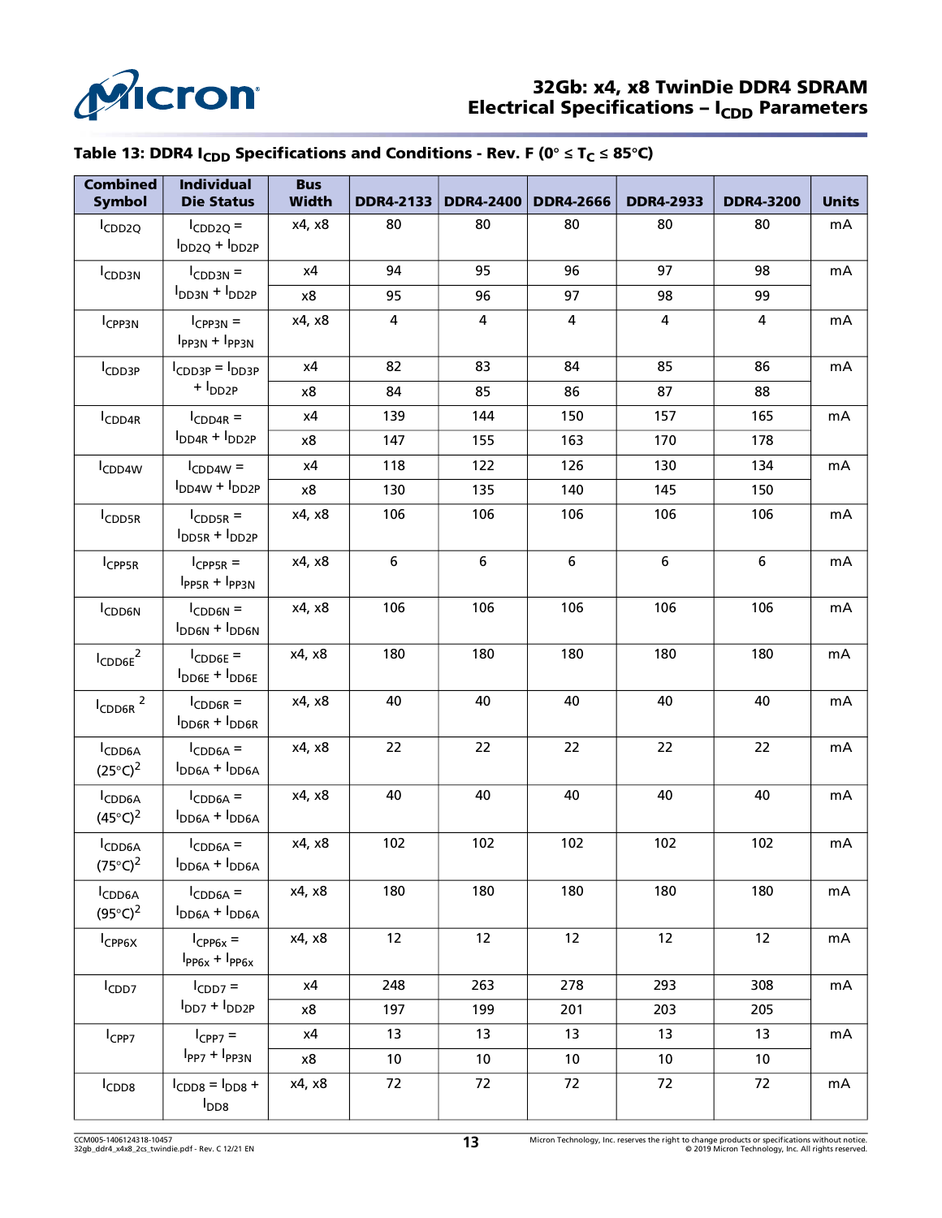## Table 13: DDR4 $I_{CDD}$ Specifications and Conditions - Rev. F (0° ≤ $T_C$ ≤ 85°C)

| Combined Symbol | Individual Die Status | Bus Width | DDR4-2133 | DDR4-2400 | DDR4-2666 | DDR4-2933 | DDR4-3200 | Units |
|---|---|---|---|---|---|---|---|---|
| $I_{CDD2Q}$ | $I_{CDD2Q} = I_{DD2Q} + I_{DD2P}$ | x4, x8 | 80 | 80 | 80 | 80 | 80 | mA |
| $I_{CDD3N}$ | $I_{CDD3N} = I_{DD3N} + I_{DD2P}$ | x4 | 94 | 95 | 96 | 97 | 98 | mA |
| | | x8 | 95 | 96 | 97 | 98 | 99 | |
| $I_{CPP3N}$ | $I_{CPP3N} = I_{PP3N} + I_{PP3N}$ | x4, x8 | 4 | 4 | 4 | 4 | 4 | mA |
| $I_{CDD3P}$ | $I_{CDD3P} = I_{DD3P} + I_{DD2P}$ | x4 | 82 | 83 | 84 | 85 | 86 | mA |
| | | x8 | 84 | 85 | 86 | 87 | 88 | |
| $I_{CDD4R}$ | $I_{CDD4R} = I_{DD4R} + I_{DD2P}$ | x4 | 139 | 144 | 150 | 157 | 165 | mA |
| | | x8 | 147 | 155 | 163 | 170 | 178 | |
| $I_{CDD4W}$ | $I_{CDD4W} = I_{DD4W} + I_{DD2P}$ | x4 | 118 | 122 | 126 | 130 | 134 | mA |
| | | x8 | 130 | 135 | 140 | 145 | 150 | |
| $I_{CDD5R}$ | $I_{CDD5R} = I_{DD5R} + I_{DD2P}$ | x4, x8 | 106 | 106 | 106 | 106 | 106 | mA |
| $I_{CPP5R}$ | $I_{CPP5R} = I_{PP5R} + I_{PP3N}$ | x4, x8 | 6 | 6 | 6 | 6 | 6 | mA |
| $I_{CDD6N}$ | $I_{CDD6N} = I_{DD6N} + I_{DD6N}$ | x4, x8 | 106 | 106 | 106 | 106 | 106 | mA |
| $I_{CDD6E}$[2] | $I_{CDD6E} = I_{DD6E} + I_{DD6E}$ | x4, x8 | 180 | 180 | 180 | 180 | 180 | mA |
| $I_{CDD6R}$[2] | $I_{CDD6R} = I_{DD6R} + I_{DD6R}$ | x4, x8 | 40 | 40 | 40 | 40 | 40 | mA |
| $I_{CDD6A}$ (25°C)[2] | $I_{CDD6A} = I_{DD6A} + I_{DD6A}$ | x4, x8 | 22 | 22 | 22 | 22 | 22 | mA |
| $I_{CDD6A}$ (45°C)[2] | $I_{CDD6A} = I_{DD6A} + I_{DD6A}$ | x4, x8 | 40 | 40 | 40 | 40 | 40 | mA |
| $I_{CDD6A}$ (75°C)[2] | $I_{CDD6A} = I_{DD6A} + I_{DD6A}$ | x4, x8 | 102 | 102 | 102 | 102 | 102 | mA |
| $I_{CDD6A}$ (95°C)[2] | $I_{CDD6A} = I_{DD6A} + I_{DD6A}$ | x4, x8 | 180 | 180 | 180 | 180 | 180 | mA |
| $I_{CPP6X}$ | $I_{CPP6x} = I_{PP6x} + I_{PP6x}$ | x4, x8 | 12 | 12 | 12 | 12 | 12 | mA |
| $I_{CDD7}$ | $I_{CDD7} = I_{DD7} + I_{DD2P}$ | x4 | 248 | 263 | 278 | 293 | 308 | mA |
| | | x8 | 197 | 199 | 201 | 203 | 205 | |
| $I_{CPP7}$ | $I_{CPP7} = I_{PP7} + I_{PP3N}$ | x4 | 13 | 13 | 13 | 13 | 13 | mA |
| | | x8 | 10 | 10 | 10 | 10 | 10 | |
| $I_{CDD8}$ | $I_{CDD8} = I_{DD8} + I_{DD8}$ | x4, x8 | 72 | 72 | 72 | 72 | 72 | mA |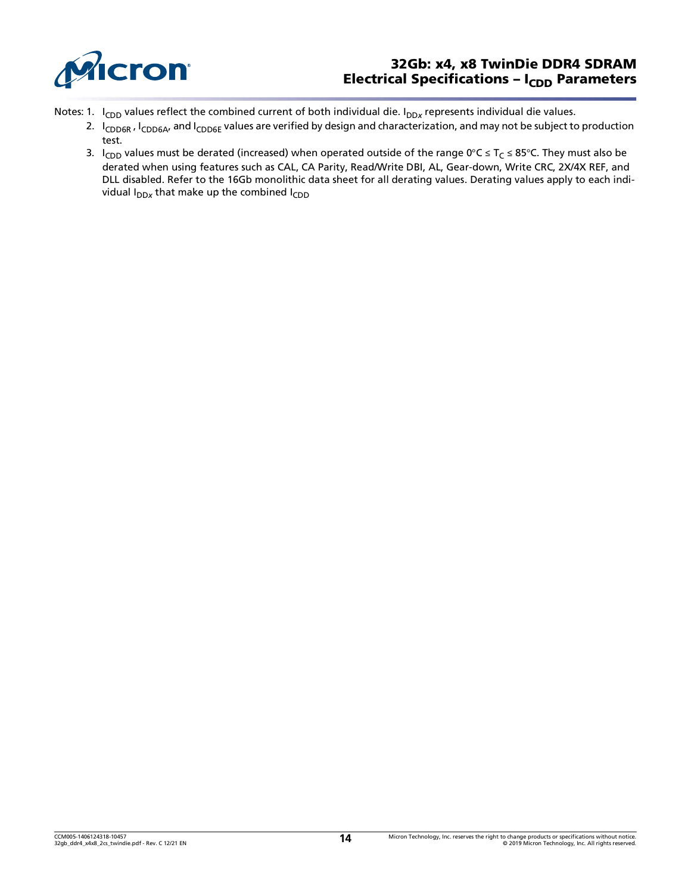Notes: 1. $I_{CDD}$ values reflect the combined current of both individual die. $I_{DDx}$ represents individual die values.

2. $I_{CDD6R}$, $I_{CDD6A}$, and $I_{CDD6E}$ values are verified by design and characterization, and may not be subject to production test.

3. $I_{CDD}$ values must be derated (increased) when operated outside of the range 0°C ≤ $T_C$ ≤ 85°C. They must also be derated when using features such as CAL, CA Parity, Read/Write DBI, AL, Gear-down, Write CRC, 2X/4X REF, and DLL disabled. Refer to the 16Gb monolithic data sheet for all derating values. Derating values apply to each individual $I_{DDx}$ that make up the combined $I_{CDD}$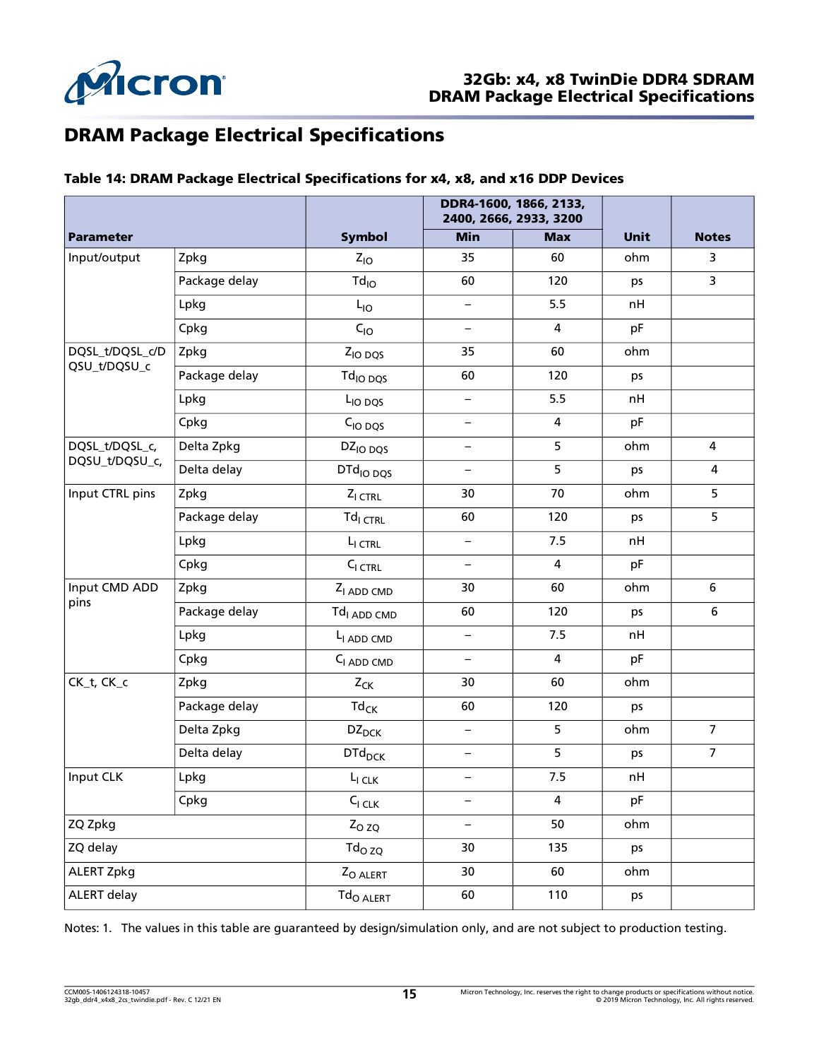# DRAM Package Electrical Specifications

**Table 14: DRAM Package Electrical Specifications for x4, x8, and x16 DDP Devices**

| Parameter | | Symbol | DDR4-1600, 1866, 2133, 2400, 2666, 2933, 3200 | | Unit | Notes |
|---|---|---|---|---|---|---|
| | | | Min | Max | | |
| Input/output | Zpkg | $Z_{IO}$ | 35 | 60 | ohm | 3 |
| | Package delay | $Td_{IO}$ | 60 | 120 | ps | 3 |
| | Lpkg | $L_{IO}$ | – | 5.5 | nH | |
| | Cpkg | $C_{IO}$ | – | 4 | pF | |
| DQSL_t/DQSL_c/DQSU_t/DQSU_c | Zpkg | $Z_{IO\ DQS}$ | 35 | 60 | ohm | |
| | Package delay | $Td_{IO\ DQS}$ | 60 | 120 | ps | |
| | Lpkg | $L_{IO\ DQS}$ | – | 5.5 | nH | |
| | Cpkg | $C_{IO\ DQS}$ | – | 4 | pF | |
| DQSL_t/DQSL_c, DQSU_t/DQSU_c, | Delta Zpkg | $DZ_{IO\ DQS}$ | – | 5 | ohm | 4 |
| | Delta delay | $DTd_{IO\ DQS}$ | – | 5 | ps | 4 |
| Input CTRL pins | Zpkg | $Z_{I\ CTRL}$ | 30 | 70 | ohm | 5 |
| | Package delay | $Td_{I\ CTRL}$ | 60 | 120 | ps | 5 |
| | Lpkg | $L_{I\ CTRL}$ | – | 7.5 | nH | |
| | Cpkg | $C_{I\ CTRL}$ | – | 4 | pF | |
| Input CMD ADD pins | Zpkg | $Z_{I\ ADD\ CMD}$ | 30 | 60 | ohm | 6 |
| | Package delay | $Td_{I\ ADD\ CMD}$ | 60 | 120 | ps | 6 |
| | Lpkg | $L_{I\ ADD\ CMD}$ | – | 7.5 | nH | |
| | Cpkg | $C_{I\ ADD\ CMD}$ | – | 4 | pF | |
| CK_t, CK_c | Zpkg | $Z_{CK}$ | 30 | 60 | ohm | |
| | Package delay | $Td_{CK}$ | 60 | 120 | ps | |
| | Delta Zpkg | $DZ_{DCK}$ | – | 5 | ohm | 7 |
| | Delta delay | $DTd_{DCK}$ | – | 5 | ps | 7 |
| Input CLK | Lpkg | $L_{I\ CLK}$ | – | 7.5 | nH | |
| | Cpkg | $C_{I\ CLK}$ | – | 4 | pF | |
| ZQ Zpkg | | $Z_{O\ ZQ}$ | – | 50 | ohm | |
| ZQ delay | | $Td_{O\ ZQ}$ | 30 | 135 | ps | |
| ALERT Zpkg | | $Z_{O\ ALERT}$ | 30 | 60 | ohm | |
| ALERT delay | | $Td_{O\ ALERT}$ | 60 | 110 | ps | |

Notes: 1. The values in this table are guaranteed by design/simulation only, and are not subject to production testing.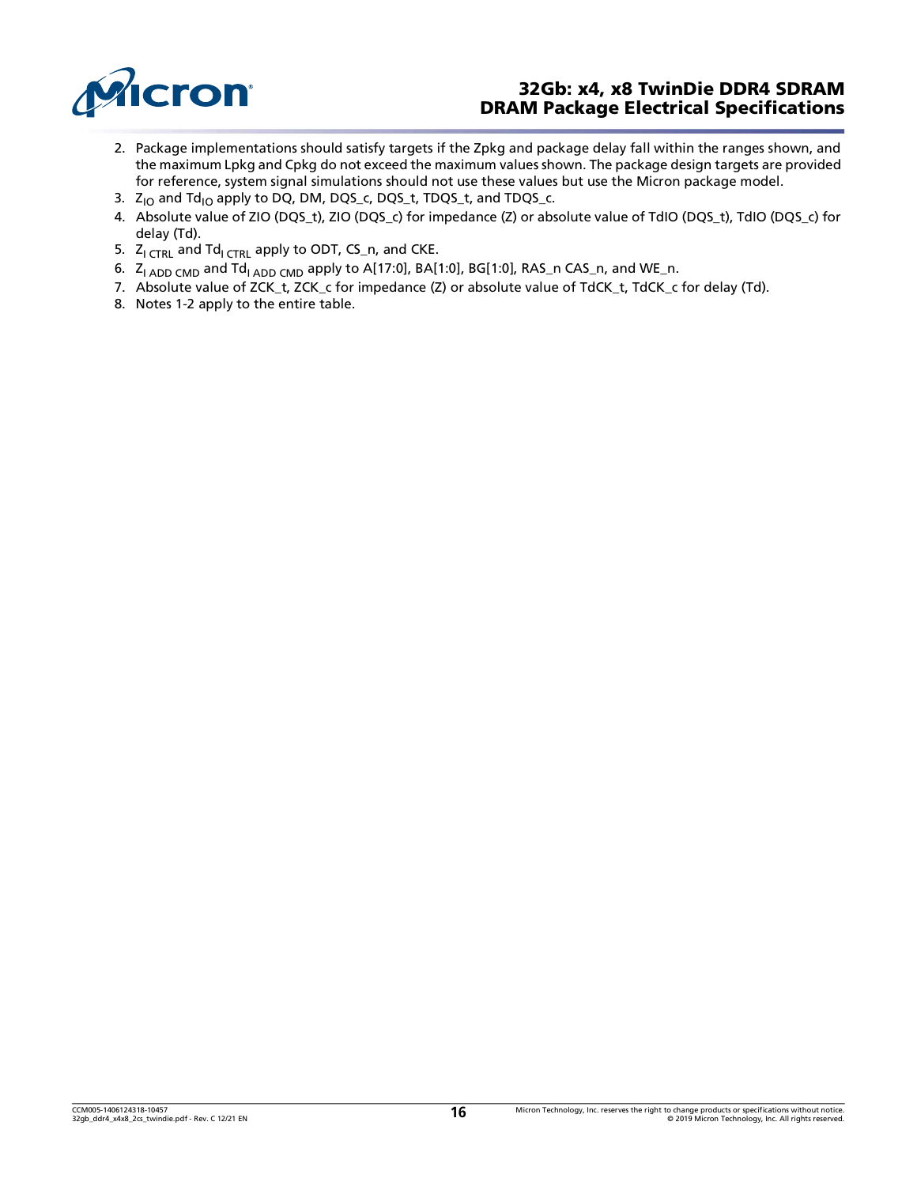2. Package implementations should satisfy targets if the Zpkg and package delay fall within the ranges shown, and the maximum Lpkg and Cpkg do not exceed the maximum values shown. The package design targets are provided for reference, system signal simulations should not use these values but use the Micron package model.
3. $Z_{IO}$ and $Td_{IO}$ apply to DQ, DM, DQS_c, DQS_t, TDQS_t, and TDQS_c.
4. Absolute value of ZIO (DQS_t), ZIO (DQS_c) for impedance (Z) or absolute value of TdIO (DQS_t), TdIO (DQS_c) for delay (Td).
5. $Z_{I\ CTRL}$ and $Td_{I\ CTRL}$ apply to ODT, CS_n, and CKE.
6. $Z_{I\ ADD\ CMD}$ and $Td_{I\ ADD\ CMD}$ apply to A[17:0], BA[1:0], BG[1:0], RAS_n CAS_n, and WE_n.
7. Absolute value of ZCK_t, ZCK_c for impedance (Z) or absolute value of TdCK_t, TdCK_c for delay (Td).
8. Notes 1-2 apply to the entire table.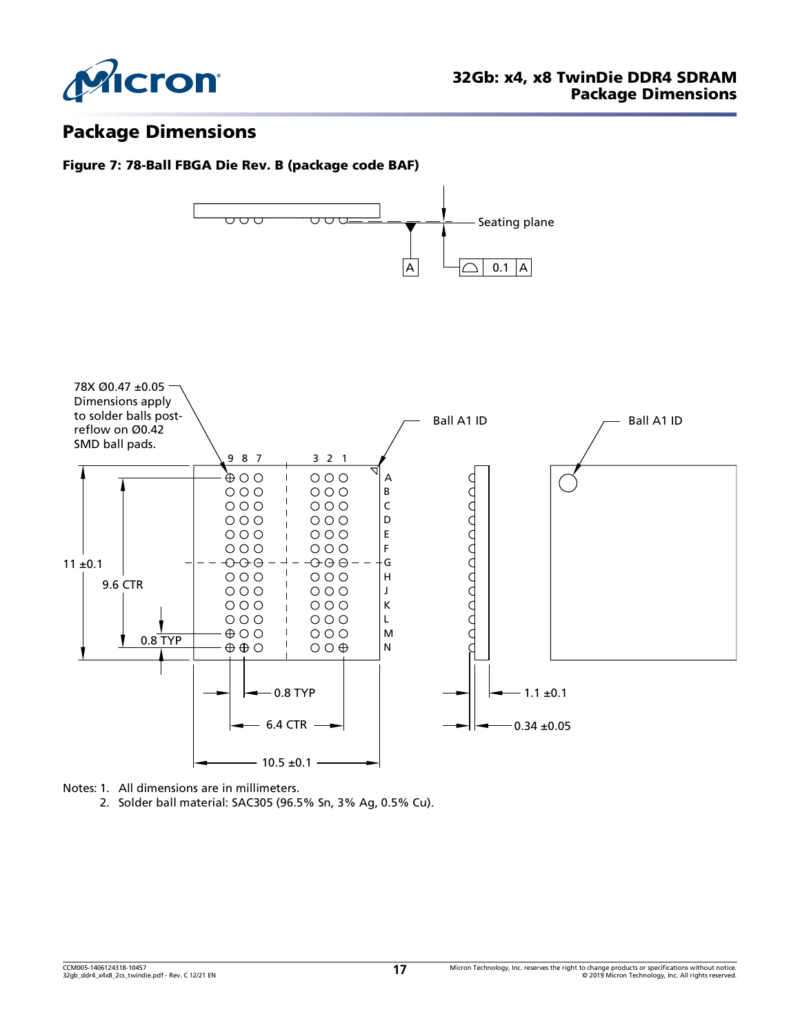## Package Dimensions

**Figure 7: 78-Ball FBGA Die Rev. B (package code BAF)**

Notes: 1. All dimensions are in millimeters.
2. Solder ball material: SAC305 (96.5% Sn, 3% Ag, 0.5% Cu).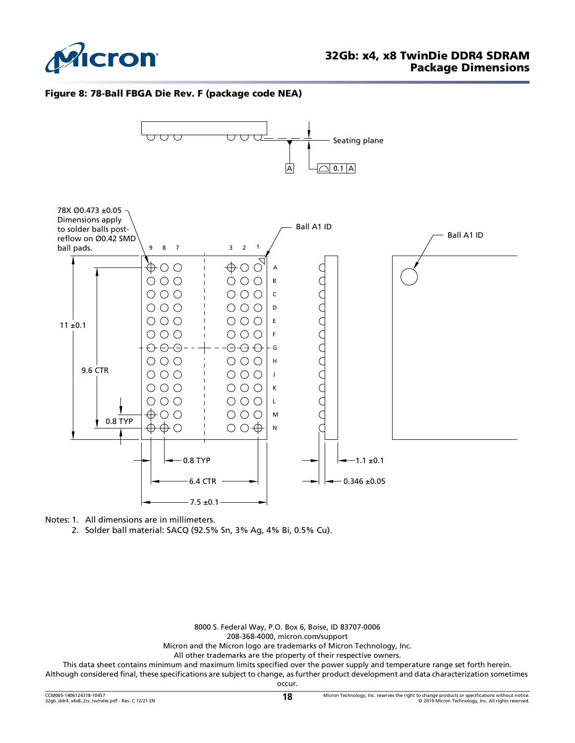**Figure 8: 78-Ball FBGA Die Rev. F (package code NEA)**

Seating plane

A

0.1 A

78X Ø0.473 ±0.05
Dimensions apply
to solder balls post-
reflow on Ø0.42 SMD
ball pads.

Ball A1 ID

Ball A1 ID

9 8 7 3 2 1

A
B
C
D
E
F
G
H
J
K
L
M
N

11 ±0.1

9.6 CTR

0.8 TYP

0.8 TYP

6.4 CTR

7.5 ±0.1

1.1 ±0.1

0.346 ±0.05

Notes: 1. All dimensions are in millimeters.

2. Solder ball material: SACQ (92.5% Sn, 3% Ag, 4% Bi, 0.5% Cu).

8000 S. Federal Way, P.O. Box 6, Boise, ID 83707-0006
208-368-4000, micron.com/support
Micron and the Micron logo are trademarks of Micron Technology, Inc.
All other trademarks are the property of their respective owners.
This data sheet contains minimum and maximum limits specified over the power supply and temperature range set forth herein.
Although considered final, these specifications are subject to change, as further product development and data characterization sometimes occur.